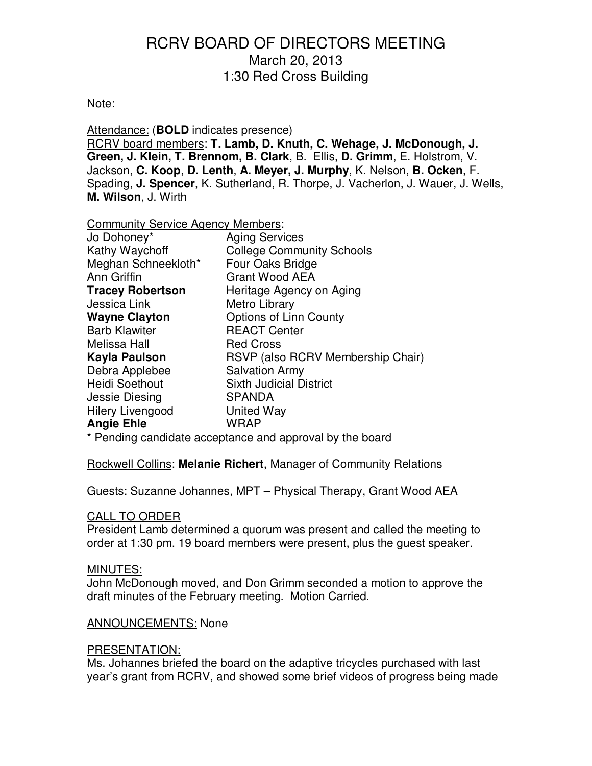# RCRV BOARD OF DIRECTORS MEETING

March 20, 2013
1:30 Red Cross Building

Note:

Attendance: (**BOLD** indicates presence)

RCRV board members: **T. Lamb, D. Knuth, C. Wehage, J. McDonough, J. Green, J. Klein, T. Brennom, B. Clark**, B. Ellis, **D. Grimm**, E. Holstrom, V. Jackson, **C. Koop**, **D. Lenth**, **A. Meyer, J. Murphy**, K. Nelson, **B. Ocken**, F. Spading, **J. Spencer**, K. Sutherland, R. Thorpe, J. Vacherlon, J. Wauer, J. Wells, **M. Wilson**, J. Wirth

Community Service Agency Members:

| | |
|---|---|
| Jo Dohoney* | Aging Services |
| Kathy Waychoff | College Community Schools |
| Meghan Schneekloth* | Four Oaks Bridge |
| Ann Griffin | Grant Wood AEA |
| **Tracey Robertson** | Heritage Agency on Aging |
| Jessica Link | Metro Library |
| **Wayne Clayton** | Options of Linn County |
| Barb Klawiter | REACT Center |
| Melissa Hall | Red Cross |
| **Kayla Paulson** | RSVP (also RCRV Membership Chair) |
| Debra Applebee | Salvation Army |
| Heidi Soethout | Sixth Judicial District |
| Jessie Diesing | SPANDA |
| Hilery Livengood | United Way |
| **Angie Ehle** | WRAP |

* Pending candidate acceptance and approval by the board

Rockwell Collins: **Melanie Richert**, Manager of Community Relations

Guests: Suzanne Johannes, MPT – Physical Therapy, Grant Wood AEA

CALL TO ORDER

President Lamb determined a quorum was present and called the meeting to order at 1:30 pm. 19 board members were present, plus the guest speaker.

MINUTES:

John McDonough moved, and Don Grimm seconded a motion to approve the draft minutes of the February meeting. Motion Carried.

ANNOUNCEMENTS: None

PRESENTATION:

Ms. Johannes briefed the board on the adaptive tricycles purchased with last year's grant from RCRV, and showed some brief videos of progress being made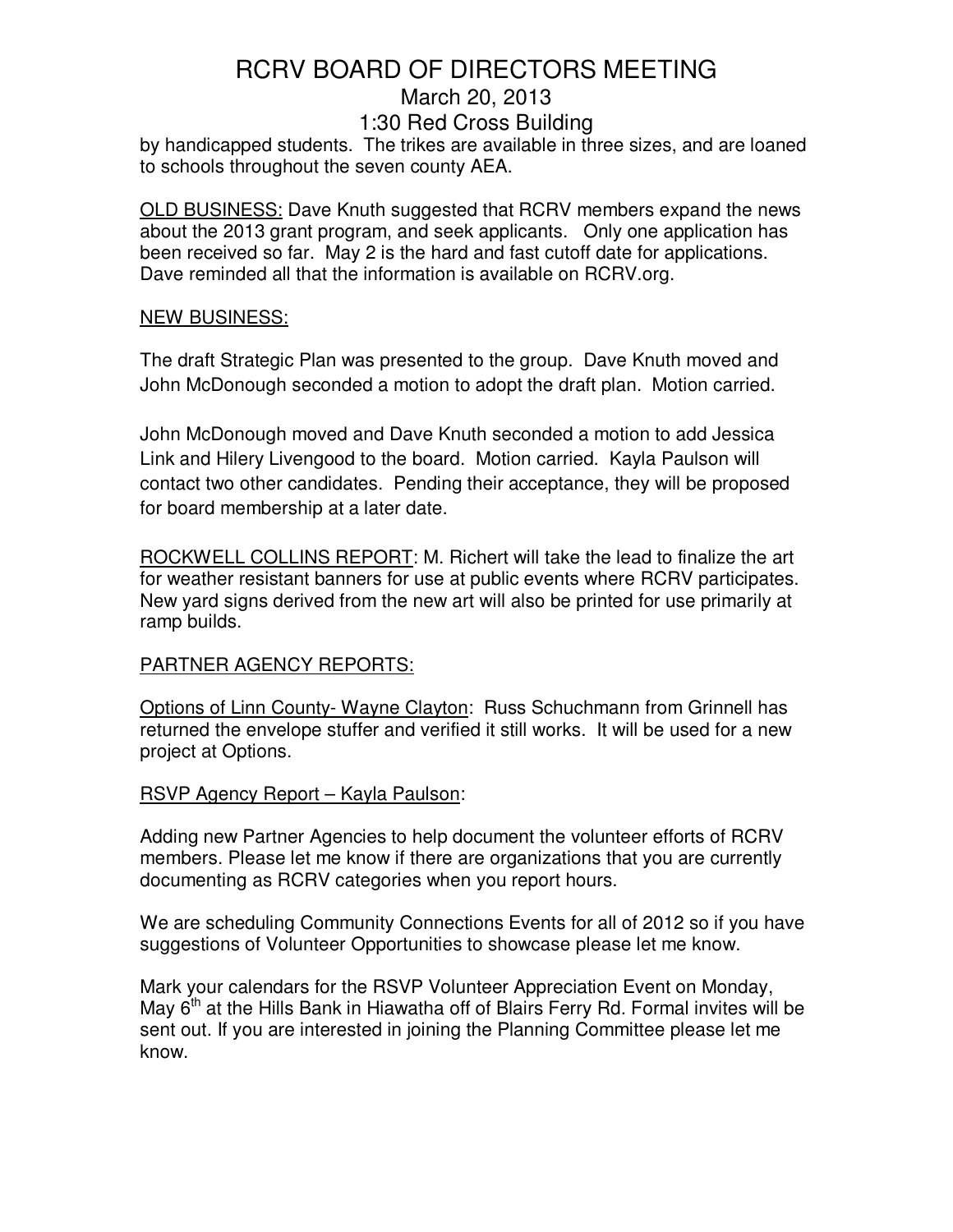by handicapped students. The trikes are available in three sizes, and are loaned to schools throughout the seven county AEA.

<u>OLD BUSINESS:</u> Dave Knuth suggested that RCRV members expand the news about the 2013 grant program, and seek applicants. Only one application has been received so far. May 2 is the hard and fast cutoff date for applications. Dave reminded all that the information is available on RCRV.org.

<u>NEW BUSINESS:</u>

The draft Strategic Plan was presented to the group. Dave Knuth moved and John McDonough seconded a motion to adopt the draft plan. Motion carried.

John McDonough moved and Dave Knuth seconded a motion to add Jessica Link and Hilery Livengood to the board. Motion carried. Kayla Paulson will contact two other candidates. Pending their acceptance, they will be proposed for board membership at a later date.

<u>ROCKWELL COLLINS REPORT</u>: M. Richert will take the lead to finalize the art for weather resistant banners for use at public events where RCRV participates. New yard signs derived from the new art will also be printed for use primarily at ramp builds.

<u>PARTNER AGENCY REPORTS:</u>

<u>Options of Linn County- Wayne Clayton</u>: Russ Schuchmann from Grinnell has returned the envelope stuffer and verified it still works. It will be used for a new project at Options.

<u>RSVP Agency Report – Kayla Paulson</u>:

Adding new Partner Agencies to help document the volunteer efforts of RCRV members. Please let me know if there are organizations that you are currently documenting as RCRV categories when you report hours.

We are scheduling Community Connections Events for all of 2012 so if you have suggestions of Volunteer Opportunities to showcase please let me know.

Mark your calendars for the RSVP Volunteer Appreciation Event on Monday, May 6th at the Hills Bank in Hiawatha off of Blairs Ferry Rd. Formal invites will be sent out. If you are interested in joining the Planning Committee please let me know.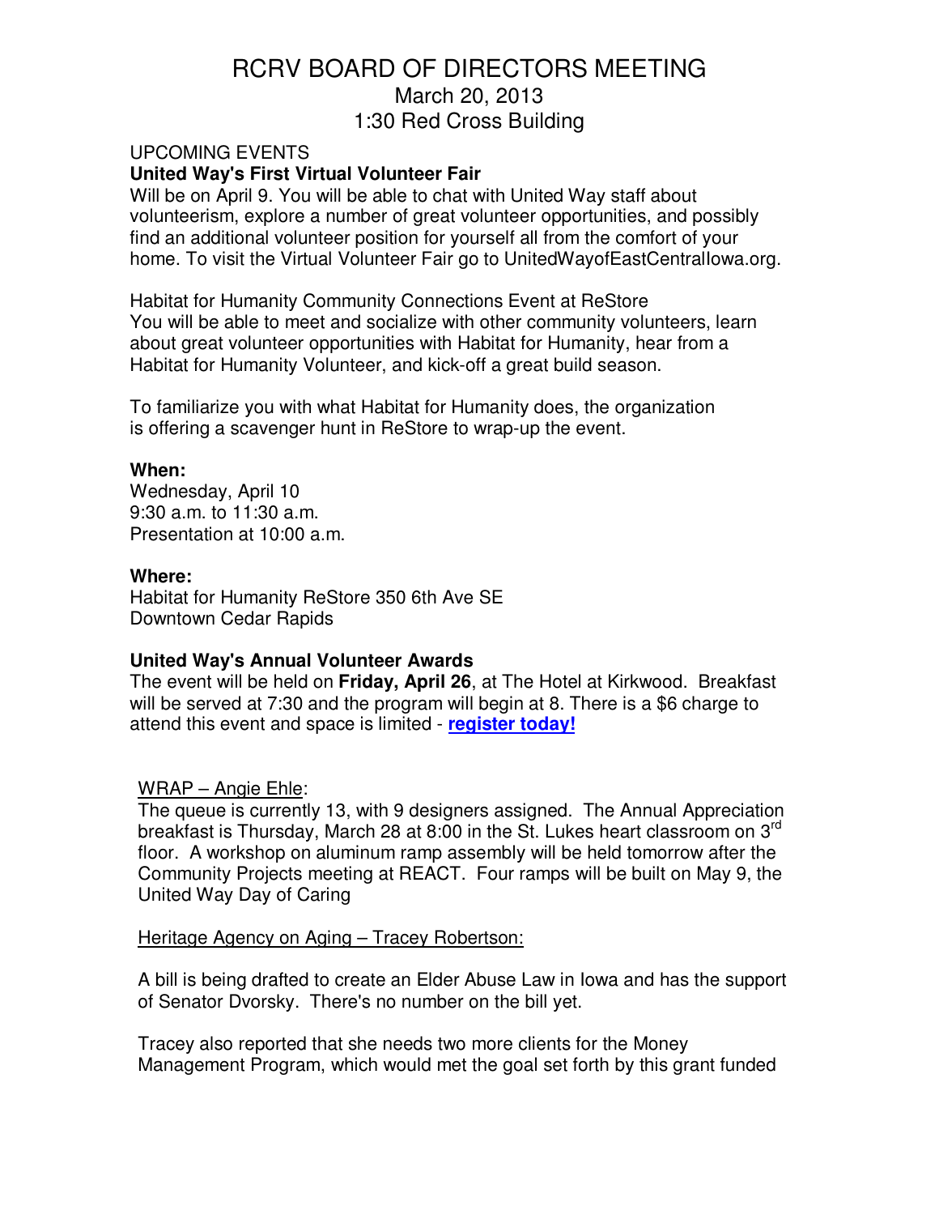# RCRV BOARD OF DIRECTORS MEETING

March 20, 2013

1:30 Red Cross Building

UPCOMING EVENTS

**United Way's First Virtual Volunteer Fair**

Will be on April 9. You will be able to chat with United Way staff about volunteerism, explore a number of great volunteer opportunities, and possibly find an additional volunteer position for yourself all from the comfort of your home. To visit the Virtual Volunteer Fair go to UnitedWayofEastCentralIowa.org.

Habitat for Humanity Community Connections Event at ReStore

You will be able to meet and socialize with other community volunteers, learn about great volunteer opportunities with Habitat for Humanity, hear from a Habitat for Humanity Volunteer, and kick-off a great build season.

To familiarize you with what Habitat for Humanity does, the organization is offering a scavenger hunt in ReStore to wrap-up the event.

**When:**

Wednesday, April 10
9:30 a.m. to 11:30 a.m.
Presentation at 10:00 a.m.

**Where:**

Habitat for Humanity ReStore 350 6th Ave SE
Downtown Cedar Rapids

**United Way's Annual Volunteer Awards**

The event will be held on **Friday, April 26**, at The Hotel at Kirkwood. Breakfast will be served at 7:30 and the program will begin at 8. There is a $6 charge to attend this event and space is limited - **register today!**

WRAP – Angie Ehle:

The queue is currently 13, with 9 designers assigned. The Annual Appreciation breakfast is Thursday, March 28 at 8:00 in the St. Lukes heart classroom on 3rd floor. A workshop on aluminum ramp assembly will be held tomorrow after the Community Projects meeting at REACT. Four ramps will be built on May 9, the United Way Day of Caring

Heritage Agency on Aging – Tracey Robertson:

A bill is being drafted to create an Elder Abuse Law in Iowa and has the support of Senator Dvorsky. There's no number on the bill yet.

Tracey also reported that she needs two more clients for the Money Management Program, which would met the goal set forth by this grant funded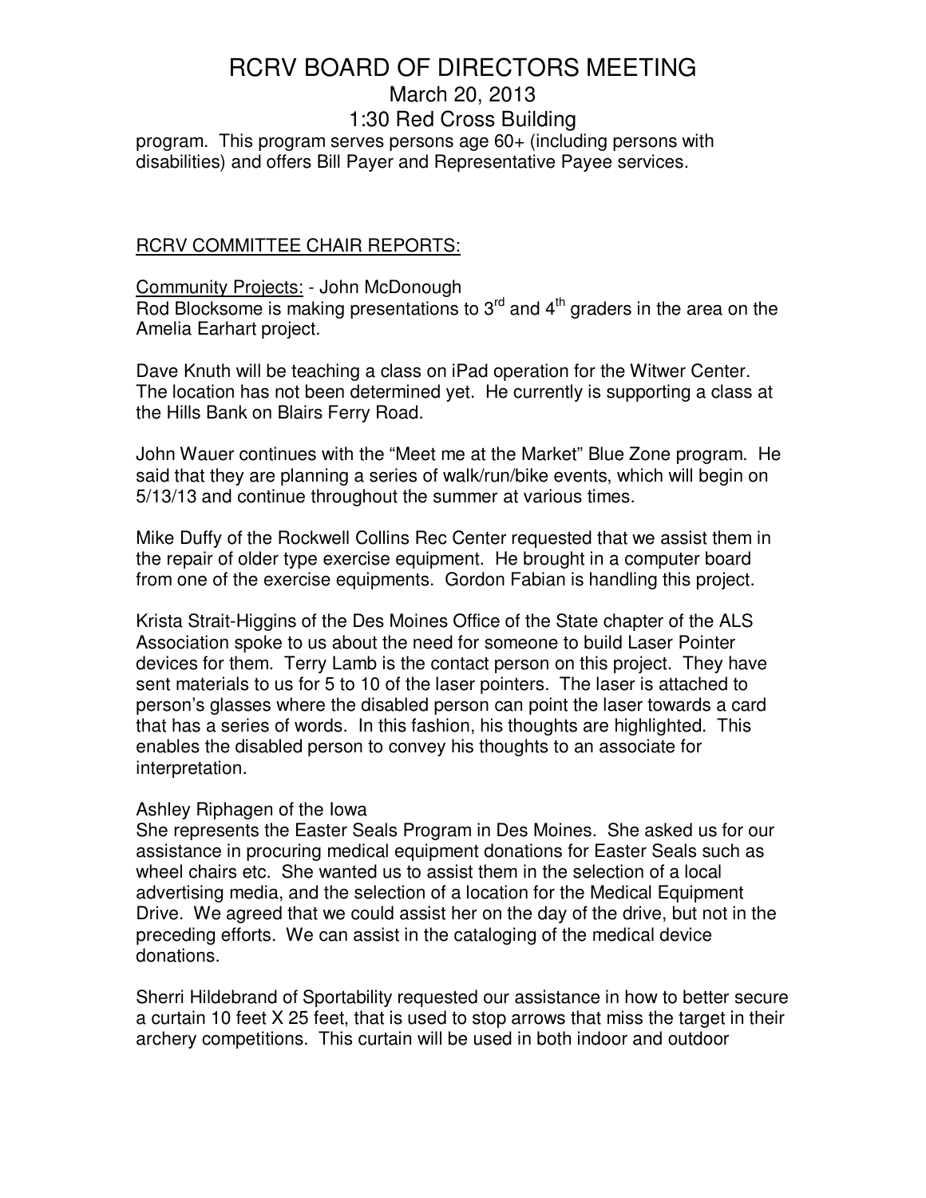program. This program serves persons age 60+ (including persons with disabilities) and offers Bill Payer and Representative Payee services.

<u>RCRV COMMITTEE CHAIR REPORTS:</u>

<u>Community Projects:</u> - John McDonough

Rod Blocksome is making presentations to 3rd and 4th graders in the area on the Amelia Earhart project.

Dave Knuth will be teaching a class on iPad operation for the Witwer Center. The location has not been determined yet. He currently is supporting a class at the Hills Bank on Blairs Ferry Road.

John Wauer continues with the "Meet me at the Market" Blue Zone program. He said that they are planning a series of walk/run/bike events, which will begin on 5/13/13 and continue throughout the summer at various times.

Mike Duffy of the Rockwell Collins Rec Center requested that we assist them in the repair of older type exercise equipment. He brought in a computer board from one of the exercise equipments. Gordon Fabian is handling this project.

Krista Strait-Higgins of the Des Moines Office of the State chapter of the ALS Association spoke to us about the need for someone to build Laser Pointer devices for them. Terry Lamb is the contact person on this project. They have sent materials to us for 5 to 10 of the laser pointers. The laser is attached to person's glasses where the disabled person can point the laser towards a card that has a series of words. In this fashion, his thoughts are highlighted. This enables the disabled person to convey his thoughts to an associate for interpretation.

Ashley Riphagen of the Iowa

She represents the Easter Seals Program in Des Moines. She asked us for our assistance in procuring medical equipment donations for Easter Seals such as wheel chairs etc. She wanted us to assist them in the selection of a local advertising media, and the selection of a location for the Medical Equipment Drive. We agreed that we could assist her on the day of the drive, but not in the preceding efforts. We can assist in the cataloging of the medical device donations.

Sherri Hildebrand of Sportability requested our assistance in how to better secure a curtain 10 feet X 25 feet, that is used to stop arrows that miss the target in their archery competitions. This curtain will be used in both indoor and outdoor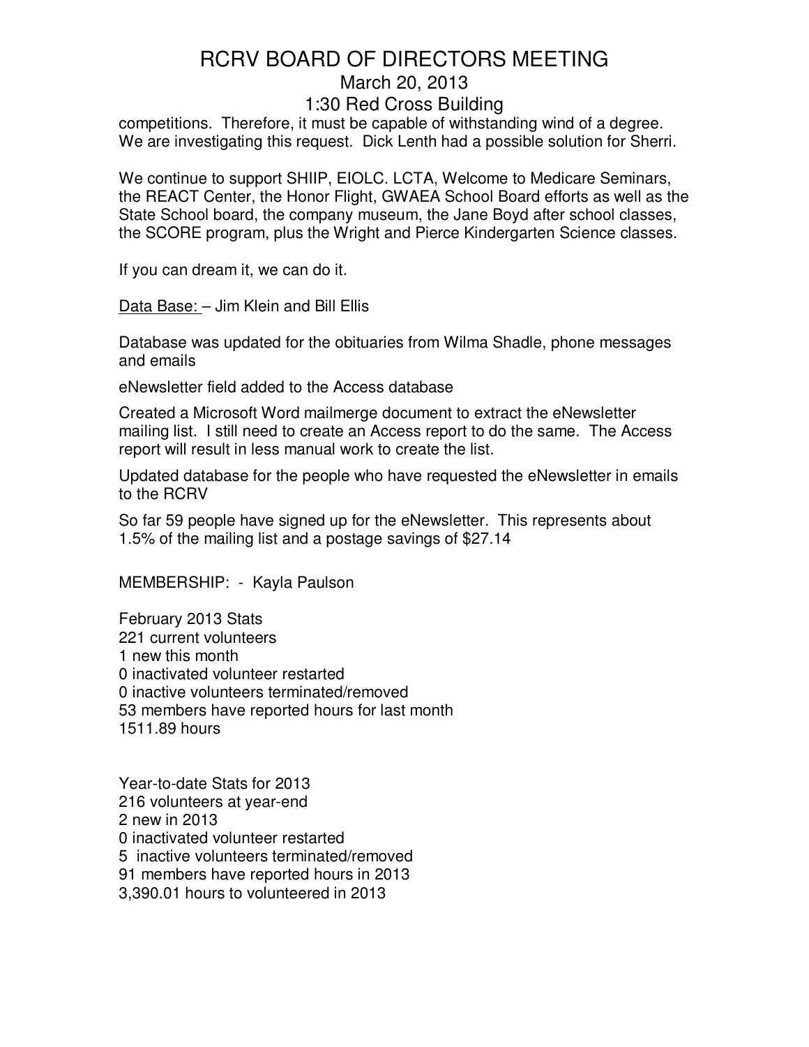competitions. Therefore, it must be capable of withstanding wind of a degree. We are investigating this request. Dick Lenth had a possible solution for Sherri.

We continue to support SHIIP, EIOLC. LCTA, Welcome to Medicare Seminars, the REACT Center, the Honor Flight, GWAEA School Board efforts as well as the State School board, the company museum, the Jane Boyd after school classes, the SCORE program, plus the Wright and Pierce Kindergarten Science classes.

If you can dream it, we can do it.

<u>Data Base: </u>– Jim Klein and Bill Ellis

Database was updated for the obituaries from Wilma Shadle, phone messages and emails

eNewsletter field added to the Access database

Created a Microsoft Word mailmerge document to extract the eNewsletter mailing list. I still need to create an Access report to do the same. The Access report will result in less manual work to create the list.

Updated database for the people who have requested the eNewsletter in emails to the RCRV

So far 59 people have signed up for the eNewsletter. This represents about 1.5% of the mailing list and a postage savings of $27.14

MEMBERSHIP: - Kayla Paulson

February 2013 Stats
221 current volunteers
1 new this month
0 inactivated volunteer restarted
0 inactive volunteers terminated/removed
53 members have reported hours for last month
1511.89 hours

Year-to-date Stats for 2013
216 volunteers at year-end
2 new in 2013
0 inactivated volunteer restarted
5 inactive volunteers terminated/removed
91 members have reported hours in 2013
3,390.01 hours to volunteered in 2013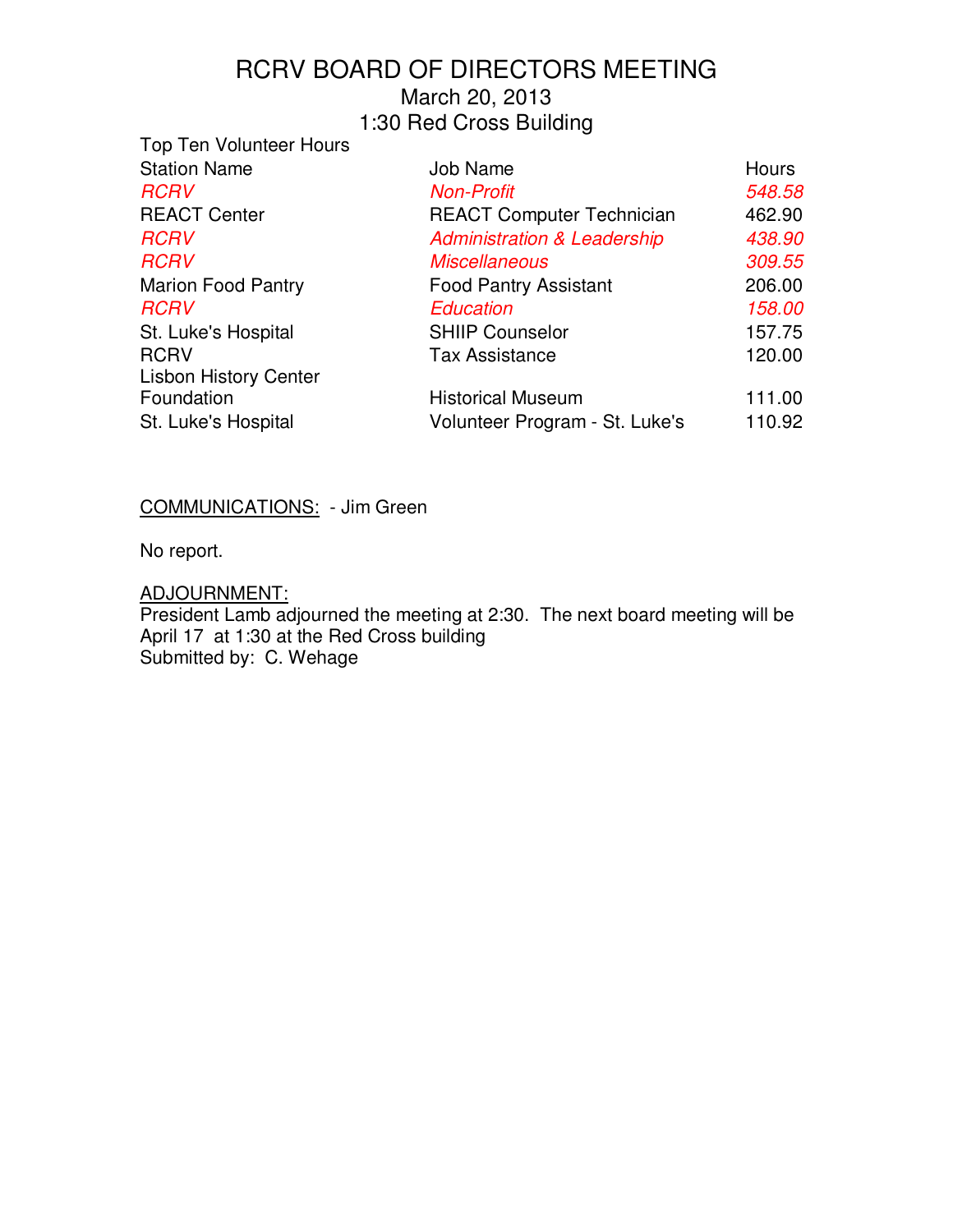# RCRV BOARD OF DIRECTORS MEETING

March 20, 2013

1:30 Red Cross Building

Top Ten Volunteer Hours

| Station Name | Job Name | Hours |
|---|---|---|
| *RCRV* | *Non-Profit* | *548.58* |
| REACT Center | REACT Computer Technician | 462.90 |
| *RCRV* | *Administration & Leadership* | *438.90* |
| *RCRV* | *Miscellaneous* | *309.55* |
| Marion Food Pantry | Food Pantry Assistant | 206.00 |
| *RCRV* | *Education* | *158.00* |
| St. Luke's Hospital | SHIIP Counselor | 157.75 |
| RCRV | Tax Assistance | 120.00 |
| Lisbon History Center Foundation | Historical Museum | 111.00 |
| St. Luke's Hospital | Volunteer Program - St. Luke's | 110.92 |

COMMUNICATIONS: - Jim Green

No report.

ADJOURNMENT:
President Lamb adjourned the meeting at 2:30. The next board meeting will be April 17 at 1:30 at the Red Cross building
Submitted by: C. Wehage